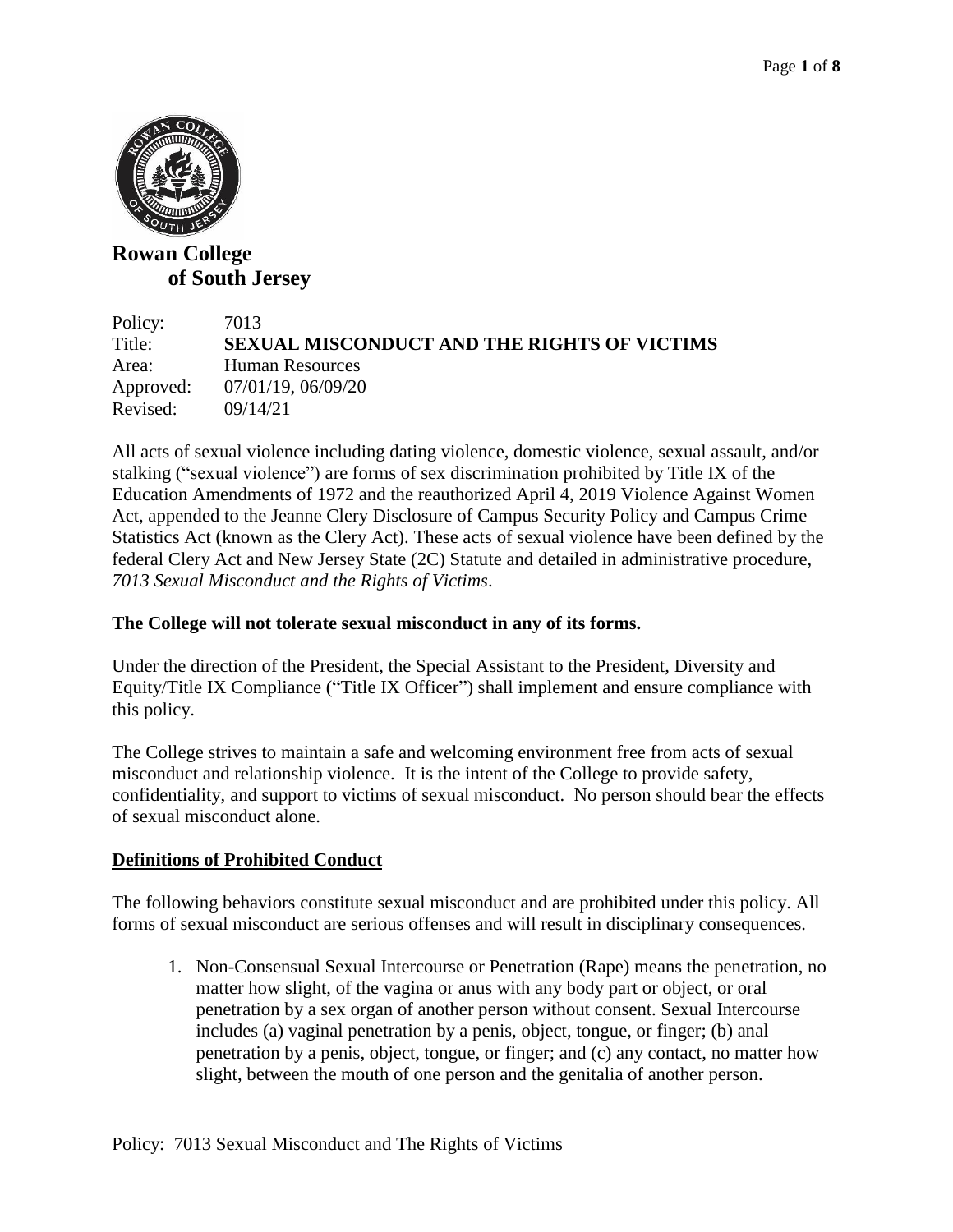# Rowan College of South Jersey

| | |
|---|---|
| Policy: | 7013 |
| Title: | **SEXUAL MISCONDUCT AND THE RIGHTS OF VICTIMS** |
| Area: | Human Resources |
| Approved: | 07/01/19, 06/09/20 |
| Revised: | 09/14/21 |

All acts of sexual violence including dating violence, domestic violence, sexual assault, and/or stalking ("sexual violence") are forms of sex discrimination prohibited by Title IX of the Education Amendments of 1972 and the reauthorized April 4, 2019 Violence Against Women Act, appended to the Jeanne Clery Disclosure of Campus Security Policy and Campus Crime Statistics Act (known as the Clery Act). These acts of sexual violence have been defined by the federal Clery Act and New Jersey State (2C) Statute and detailed in administrative procedure, *7013 Sexual Misconduct and the Rights of Victims*.

**The College will not tolerate sexual misconduct in any of its forms.**

Under the direction of the President, the Special Assistant to the President, Diversity and Equity/Title IX Compliance ("Title IX Officer") shall implement and ensure compliance with this policy.

The College strives to maintain a safe and welcoming environment free from acts of sexual misconduct and relationship violence. It is the intent of the College to provide safety, confidentiality, and support to victims of sexual misconduct. No person should bear the effects of sexual misconduct alone.

## Definitions of Prohibited Conduct

The following behaviors constitute sexual misconduct and are prohibited under this policy. All forms of sexual misconduct are serious offenses and will result in disciplinary consequences.

1. Non-Consensual Sexual Intercourse or Penetration (Rape) means the penetration, no matter how slight, of the vagina or anus with any body part or object, or oral penetration by a sex organ of another person without consent. Sexual Intercourse includes (a) vaginal penetration by a penis, object, tongue, or finger; (b) anal penetration by a penis, object, tongue, or finger; and (c) any contact, no matter how slight, between the mouth of one person and the genitalia of another person.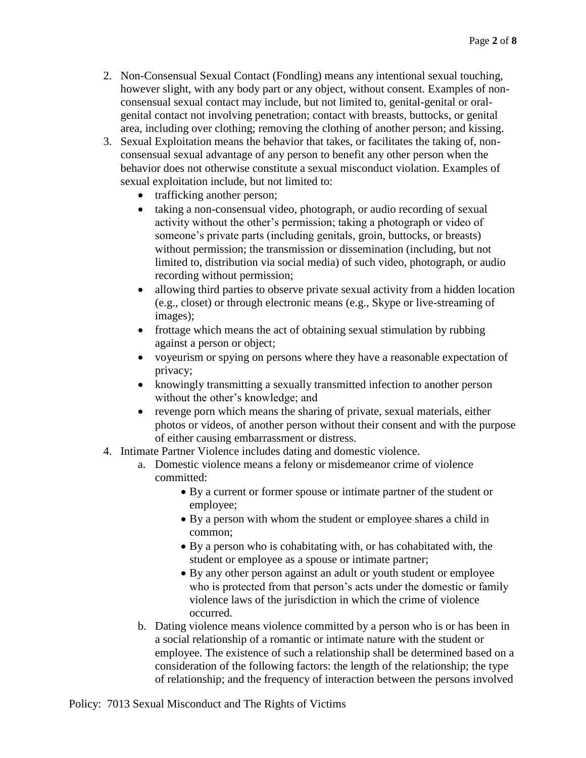2. Non-Consensual Sexual Contact (Fondling) means any intentional sexual touching, however slight, with any body part or any object, without consent. Examples of non-consensual sexual contact may include, but not limited to, genital-genital or oral-genital contact not involving penetration; contact with breasts, buttocks, or genital area, including over clothing; removing the clothing of another person; and kissing.
3. Sexual Exploitation means the behavior that takes, or facilitates the taking of, non-consensual sexual advantage of any person to benefit any other person when the behavior does not otherwise constitute a sexual misconduct violation. Examples of sexual exploitation include, but not limited to:
   - trafficking another person;
   - taking a non-consensual video, photograph, or audio recording of sexual activity without the other's permission; taking a photograph or video of someone's private parts (including genitals, groin, buttocks, or breasts) without permission; the transmission or dissemination (including, but not limited to, distribution via social media) of such video, photograph, or audio recording without permission;
   - allowing third parties to observe private sexual activity from a hidden location (e.g., closet) or through electronic means (e.g., Skype or live-streaming of images);
   - frottage which means the act of obtaining sexual stimulation by rubbing against a person or object;
   - voyeurism or spying on persons where they have a reasonable expectation of privacy;
   - knowingly transmitting a sexually transmitted infection to another person without the other's knowledge; and
   - revenge porn which means the sharing of private, sexual materials, either photos or videos, of another person without their consent and with the purpose of either causing embarrassment or distress.
4. Intimate Partner Violence includes dating and domestic violence.
   a. Domestic violence means a felony or misdemeanor crime of violence committed:
      - By a current or former spouse or intimate partner of the student or employee;
      - By a person with whom the student or employee shares a child in common;
      - By a person who is cohabitating with, or has cohabitated with, the student or employee as a spouse or intimate partner;
      - By any other person against an adult or youth student or employee who is protected from that person's acts under the domestic or family violence laws of the jurisdiction in which the crime of violence occurred.

   b. Dating violence means violence committed by a person who is or has been in a social relationship of a romantic or intimate nature with the student or employee. The existence of such a relationship shall be determined based on a consideration of the following factors: the length of the relationship; the type of relationship; and the frequency of interaction between the persons involved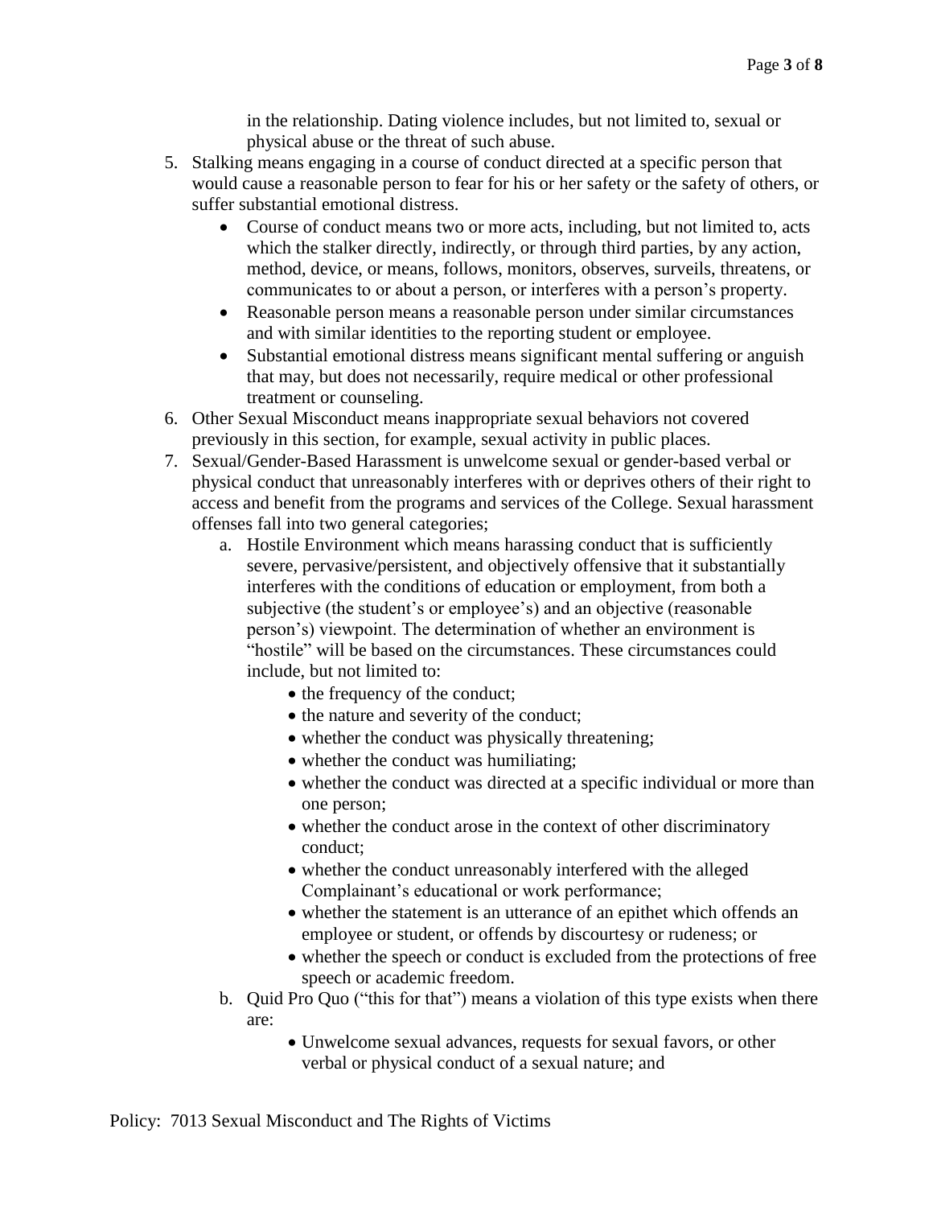in the relationship. Dating violence includes, but not limited to, sexual or physical abuse or the threat of such abuse.

5. Stalking means engaging in a course of conduct directed at a specific person that would cause a reasonable person to fear for his or her safety or the safety of others, or suffer substantial emotional distress.
   - Course of conduct means two or more acts, including, but not limited to, acts which the stalker directly, indirectly, or through third parties, by any action, method, device, or means, follows, monitors, observes, surveils, threatens, or communicates to or about a person, or interferes with a person's property.
   - Reasonable person means a reasonable person under similar circumstances and with similar identities to the reporting student or employee.
   - Substantial emotional distress means significant mental suffering or anguish that may, but does not necessarily, require medical or other professional treatment or counseling.
6. Other Sexual Misconduct means inappropriate sexual behaviors not covered previously in this section, for example, sexual activity in public places.
7. Sexual/Gender-Based Harassment is unwelcome sexual or gender-based verbal or physical conduct that unreasonably interferes with or deprives others of their right to access and benefit from the programs and services of the College. Sexual harassment offenses fall into two general categories;
   a. Hostile Environment which means harassing conduct that is sufficiently severe, pervasive/persistent, and objectively offensive that it substantially interferes with the conditions of education or employment, from both a subjective (the student's or employee's) and an objective (reasonable person's) viewpoint. The determination of whether an environment is "hostile" will be based on the circumstances. These circumstances could include, but not limited to:
      - the frequency of the conduct;
      - the nature and severity of the conduct;
      - whether the conduct was physically threatening;
      - whether the conduct was humiliating;
      - whether the conduct was directed at a specific individual or more than one person;
      - whether the conduct arose in the context of other discriminatory conduct;
      - whether the conduct unreasonably interfered with the alleged Complainant's educational or work performance;
      - whether the statement is an utterance of an epithet which offends an employee or student, or offends by discourtesy or rudeness; or
      - whether the speech or conduct is excluded from the protections of free speech or academic freedom.

   b. Quid Pro Quo ("this for that") means a violation of this type exists when there are:
      - Unwelcome sexual advances, requests for sexual favors, or other verbal or physical conduct of a sexual nature; and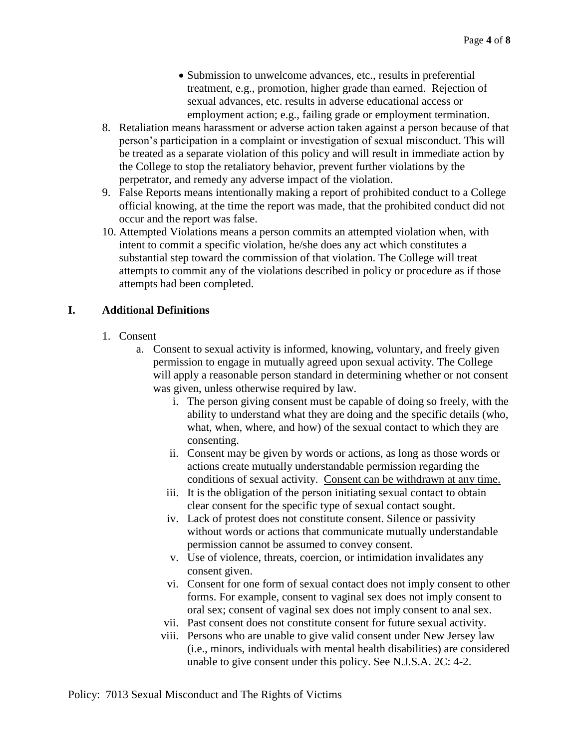- Submission to unwelcome advances, etc., results in preferential treatment, e.g., promotion, higher grade than earned. Rejection of sexual advances, etc. results in adverse educational access or employment action; e.g., failing grade or employment termination.

8. Retaliation means harassment or adverse action taken against a person because of that person's participation in a complaint or investigation of sexual misconduct. This will be treated as a separate violation of this policy and will result in immediate action by the College to stop the retaliatory behavior, prevent further violations by the perpetrator, and remedy any adverse impact of the violation.
9. False Reports means intentionally making a report of prohibited conduct to a College official knowing, at the time the report was made, that the prohibited conduct did not occur and the report was false.
10. Attempted Violations means a person commits an attempted violation when, with intent to commit a specific violation, he/she does any act which constitutes a substantial step toward the commission of that violation. The College will treat attempts to commit any of the violations described in policy or procedure as if those attempts had been completed.

## I. Additional Definitions

1. Consent
   a. Consent to sexual activity is informed, knowing, voluntary, and freely given permission to engage in mutually agreed upon sexual activity. The College will apply a reasonable person standard in determining whether or not consent was given, unless otherwise required by law.
      i. The person giving consent must be capable of doing so freely, with the ability to understand what they are doing and the specific details (who, what, when, where, and how) of the sexual contact to which they are consenting.
      ii. Consent may be given by words or actions, as long as those words or actions create mutually understandable permission regarding the conditions of sexual activity. <u>Consent can be withdrawn at any time.</u>
      iii. It is the obligation of the person initiating sexual contact to obtain clear consent for the specific type of sexual contact sought.
      iv. Lack of protest does not constitute consent. Silence or passivity without words or actions that communicate mutually understandable permission cannot be assumed to convey consent.
      v. Use of violence, threats, coercion, or intimidation invalidates any consent given.
      vi. Consent for one form of sexual contact does not imply consent to other forms. For example, consent to vaginal sex does not imply consent to oral sex; consent of vaginal sex does not imply consent to anal sex.
      vii. Past consent does not constitute consent for future sexual activity.
      viii. Persons who are unable to give valid consent under New Jersey law (i.e., minors, individuals with mental health disabilities) are considered unable to give consent under this policy. See N.J.S.A. 2C: 4-2.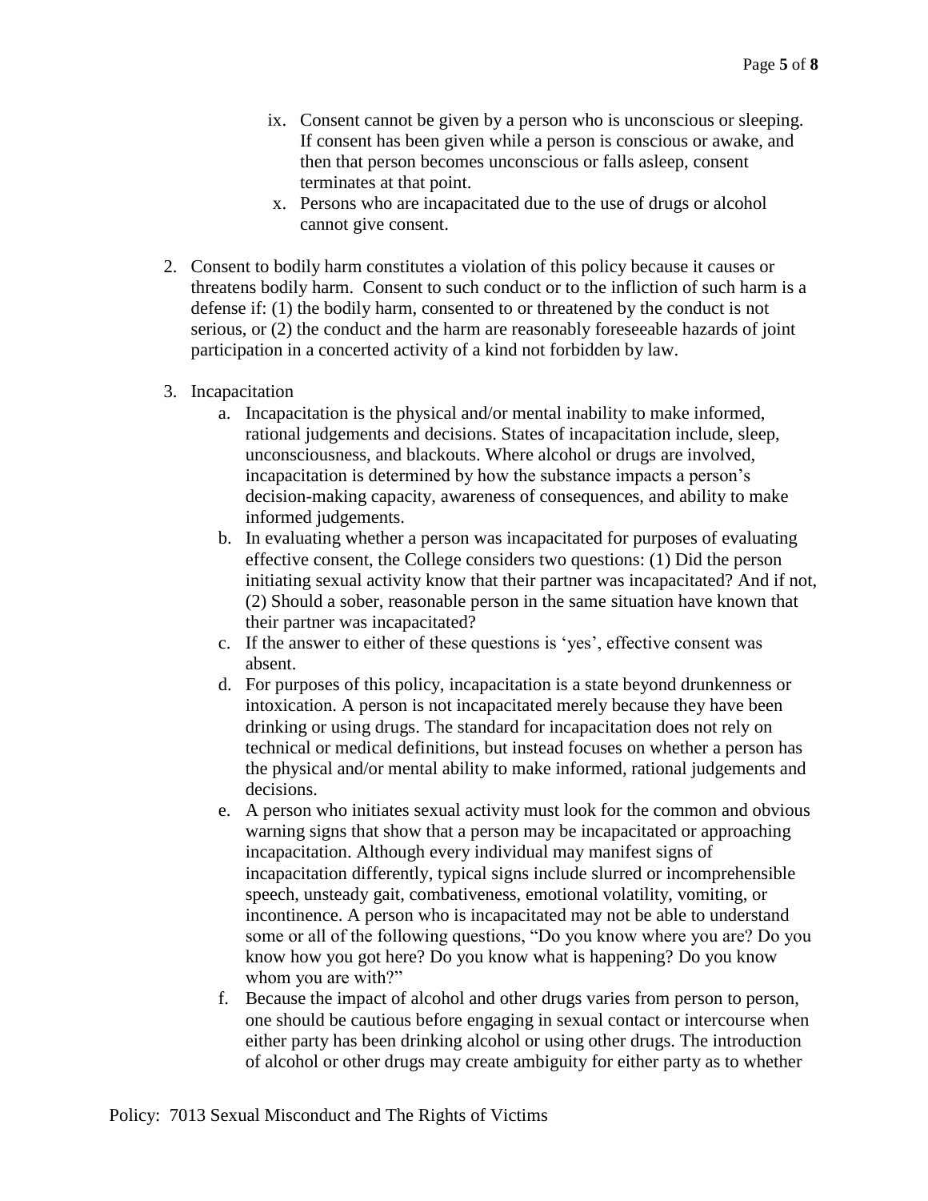ix. Consent cannot be given by a person who is unconscious or sleeping. If consent has been given while a person is conscious or awake, and then that person becomes unconscious or falls asleep, consent terminates at that point.

   x. Persons who are incapacitated due to the use of drugs or alcohol cannot give consent.

2. Consent to bodily harm constitutes a violation of this policy because it causes or threatens bodily harm. Consent to such conduct or to the infliction of such harm is a defense if: (1) the bodily harm, consented to or threatened by the conduct is not serious, or (2) the conduct and the harm are reasonably foreseeable hazards of joint participation in a concerted activity of a kind not forbidden by law.

3. Incapacitation
   a. Incapacitation is the physical and/or mental inability to make informed, rational judgements and decisions. States of incapacitation include, sleep, unconsciousness, and blackouts. Where alcohol or drugs are involved, incapacitation is determined by how the substance impacts a person's decision-making capacity, awareness of consequences, and ability to make informed judgements.
   b. In evaluating whether a person was incapacitated for purposes of evaluating effective consent, the College considers two questions: (1) Did the person initiating sexual activity know that their partner was incapacitated? And if not, (2) Should a sober, reasonable person in the same situation have known that their partner was incapacitated?
   c. If the answer to either of these questions is 'yes', effective consent was absent.
   d. For purposes of this policy, incapacitation is a state beyond drunkenness or intoxication. A person is not incapacitated merely because they have been drinking or using drugs. The standard for incapacitation does not rely on technical or medical definitions, but instead focuses on whether a person has the physical and/or mental ability to make informed, rational judgements and decisions.
   e. A person who initiates sexual activity must look for the common and obvious warning signs that show that a person may be incapacitated or approaching incapacitation. Although every individual may manifest signs of incapacitation differently, typical signs include slurred or incomprehensible speech, unsteady gait, combativeness, emotional volatility, vomiting, or incontinence. A person who is incapacitated may not be able to understand some or all of the following questions, "Do you know where you are? Do you know how you got here? Do you know what is happening? Do you know whom you are with?"
   f. Because the impact of alcohol and other drugs varies from person to person, one should be cautious before engaging in sexual contact or intercourse when either party has been drinking alcohol or using other drugs. The introduction of alcohol or other drugs may create ambiguity for either party as to whether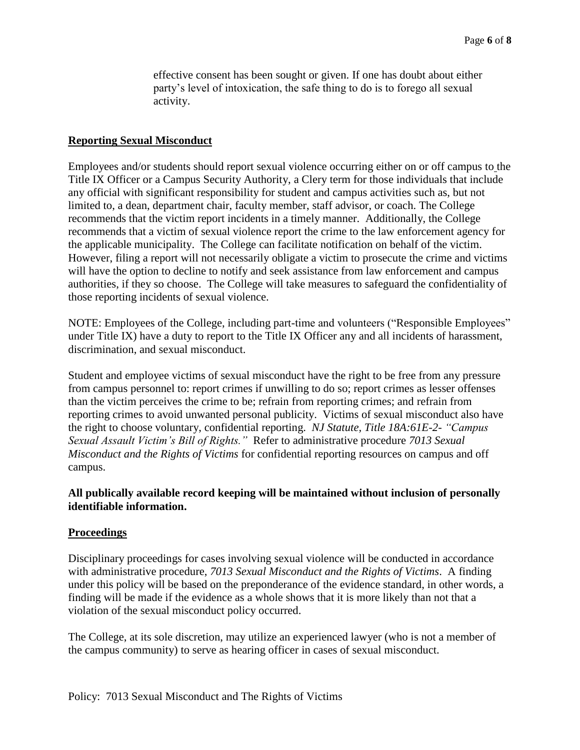effective consent has been sought or given. If one has doubt about either party's level of intoxication, the safe thing to do is to forego all sexual activity.

## Reporting Sexual Misconduct

Employees and/or students should report sexual violence occurring either on or off campus to the Title IX Officer or a Campus Security Authority, a Clery term for those individuals that include any official with significant responsibility for student and campus activities such as, but not limited to, a dean, department chair, faculty member, staff advisor, or coach. The College recommends that the victim report incidents in a timely manner. Additionally, the College recommends that a victim of sexual violence report the crime to the law enforcement agency for the applicable municipality. The College can facilitate notification on behalf of the victim. However, filing a report will not necessarily obligate a victim to prosecute the crime and victims will have the option to decline to notify and seek assistance from law enforcement and campus authorities, if they so choose. The College will take measures to safeguard the confidentiality of those reporting incidents of sexual violence.

NOTE: Employees of the College, including part-time and volunteers ("Responsible Employees" under Title IX) have a duty to report to the Title IX Officer any and all incidents of harassment, discrimination, and sexual misconduct.

Student and employee victims of sexual misconduct have the right to be free from any pressure from campus personnel to: report crimes if unwilling to do so; report crimes as lesser offenses than the victim perceives the crime to be; refrain from reporting crimes; and refrain from reporting crimes to avoid unwanted personal publicity. Victims of sexual misconduct also have the right to choose voluntary, confidential reporting. *NJ Statute, Title 18A:61E-2- "Campus Sexual Assault Victim's Bill of Rights."* Refer to administrative procedure *7013 Sexual Misconduct and the Rights of Victims* for confidential reporting resources on campus and off campus.

**All publically available record keeping will be maintained without inclusion of personally identifiable information.**

## Proceedings

Disciplinary proceedings for cases involving sexual violence will be conducted in accordance with administrative procedure, *7013 Sexual Misconduct and the Rights of Victims*. A finding under this policy will be based on the preponderance of the evidence standard, in other words, a finding will be made if the evidence as a whole shows that it is more likely than not that a violation of the sexual misconduct policy occurred.

The College, at its sole discretion, may utilize an experienced lawyer (who is not a member of the campus community) to serve as hearing officer in cases of sexual misconduct.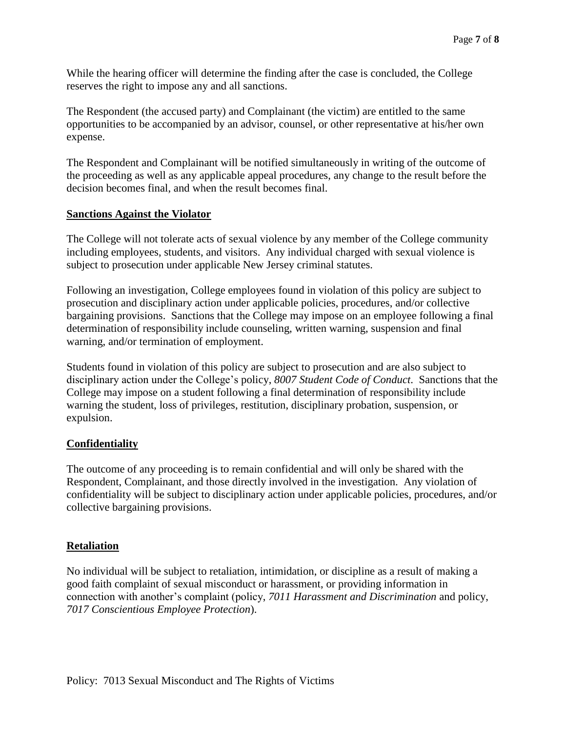While the hearing officer will determine the finding after the case is concluded, the College reserves the right to impose any and all sanctions.

The Respondent (the accused party) and Complainant (the victim) are entitled to the same opportunities to be accompanied by an advisor, counsel, or other representative at his/her own expense.

The Respondent and Complainant will be notified simultaneously in writing of the outcome of the proceeding as well as any applicable appeal procedures, any change to the result before the decision becomes final, and when the result becomes final.

## Sanctions Against the Violator

The College will not tolerate acts of sexual violence by any member of the College community including employees, students, and visitors. Any individual charged with sexual violence is subject to prosecution under applicable New Jersey criminal statutes.

Following an investigation, College employees found in violation of this policy are subject to prosecution and disciplinary action under applicable policies, procedures, and/or collective bargaining provisions. Sanctions that the College may impose on an employee following a final determination of responsibility include counseling, written warning, suspension and final warning, and/or termination of employment.

Students found in violation of this policy are subject to prosecution and are also subject to disciplinary action under the College's policy, *8007 Student Code of Conduct*. Sanctions that the College may impose on a student following a final determination of responsibility include warning the student, loss of privileges, restitution, disciplinary probation, suspension, or expulsion.

## Confidentiality

The outcome of any proceeding is to remain confidential and will only be shared with the Respondent, Complainant, and those directly involved in the investigation. Any violation of confidentiality will be subject to disciplinary action under applicable policies, procedures, and/or collective bargaining provisions.

## Retaliation

No individual will be subject to retaliation, intimidation, or discipline as a result of making a good faith complaint of sexual misconduct or harassment, or providing information in connection with another's complaint (policy, *7011 Harassment and Discrimination* and policy, *7017 Conscientious Employee Protection*).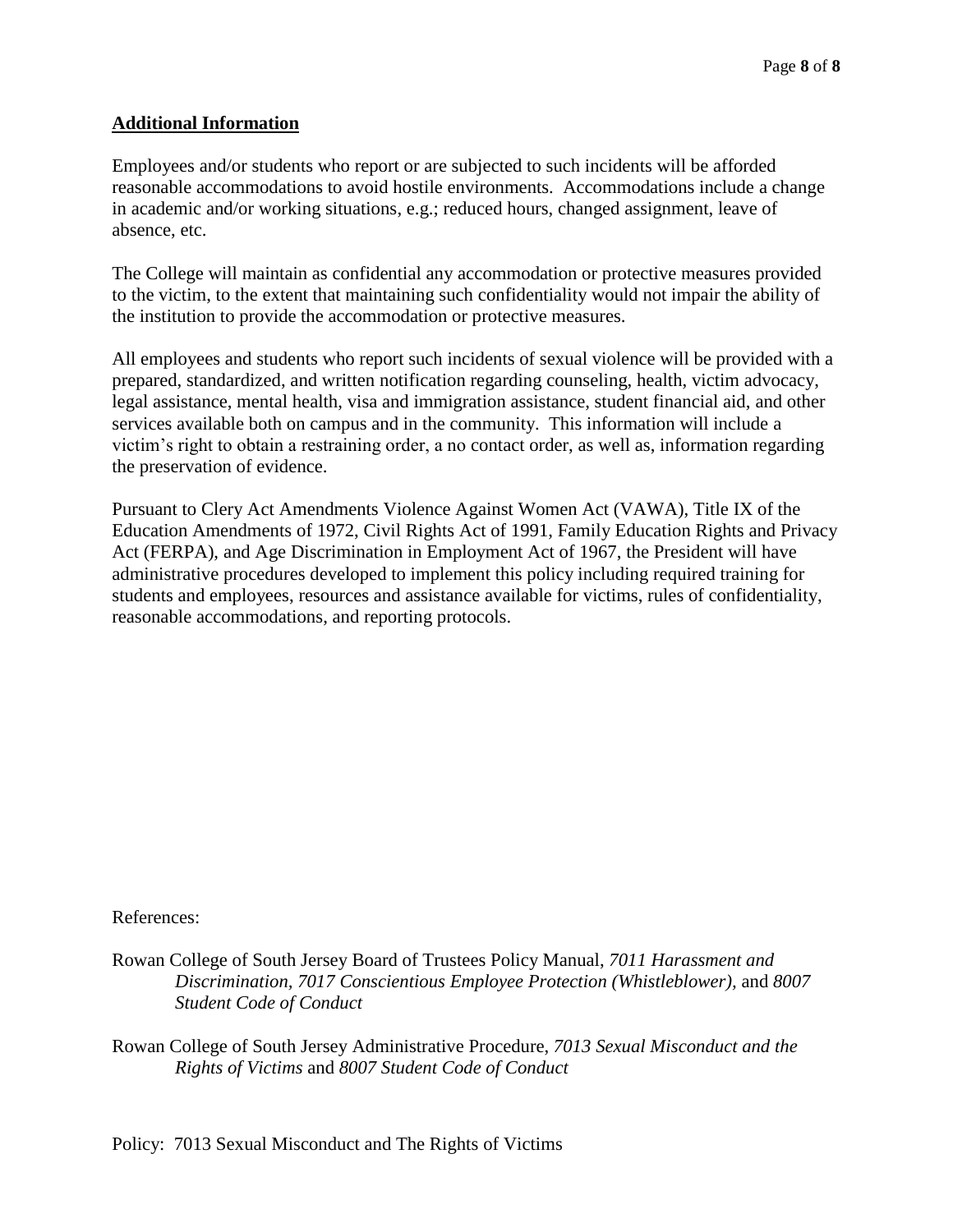## Additional Information

Employees and/or students who report or are subjected to such incidents will be afforded reasonable accommodations to avoid hostile environments. Accommodations include a change in academic and/or working situations, e.g.; reduced hours, changed assignment, leave of absence, etc.

The College will maintain as confidential any accommodation or protective measures provided to the victim, to the extent that maintaining such confidentiality would not impair the ability of the institution to provide the accommodation or protective measures.

All employees and students who report such incidents of sexual violence will be provided with a prepared, standardized, and written notification regarding counseling, health, victim advocacy, legal assistance, mental health, visa and immigration assistance, student financial aid, and other services available both on campus and in the community. This information will include a victim's right to obtain a restraining order, a no contact order, as well as, information regarding the preservation of evidence.

Pursuant to Clery Act Amendments Violence Against Women Act (VAWA), Title IX of the Education Amendments of 1972, Civil Rights Act of 1991, Family Education Rights and Privacy Act (FERPA), and Age Discrimination in Employment Act of 1967, the President will have administrative procedures developed to implement this policy including required training for students and employees, resources and assistance available for victims, rules of confidentiality, reasonable accommodations, and reporting protocols.

References:

Rowan College of South Jersey Board of Trustees Policy Manual, *7011 Harassment and Discrimination, 7017 Conscientious Employee Protection (Whistleblower),* and *8007 Student Code of Conduct*

Rowan College of South Jersey Administrative Procedure, *7013 Sexual Misconduct and the Rights of Victims* and *8007 Student Code of Conduct*

Policy: 7013 Sexual Misconduct and The Rights of Victims